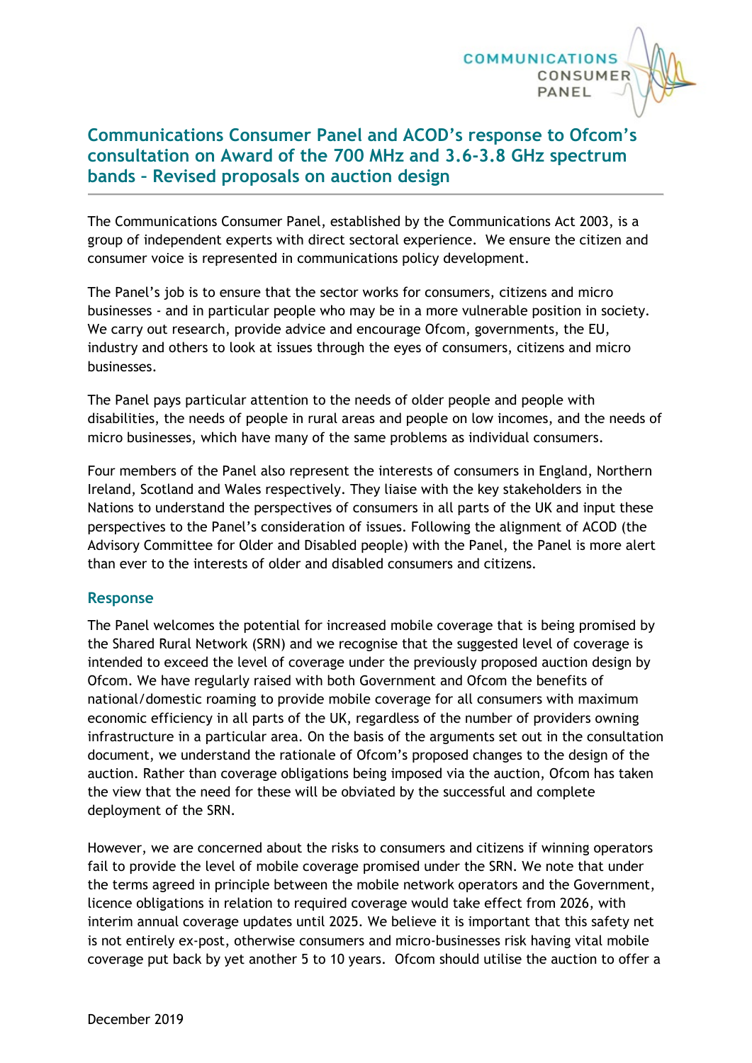# Communications Consumer Panel and ACOD's response to Ofcom's consultation on Award of the 700 MHz and 3.6-3.8 GHz spectrum bands – Revised proposals on auction design

The Communications Consumer Panel, established by the Communications Act 2003, is a group of independent experts with direct sectoral experience. We ensure the citizen and consumer voice is represented in communications policy development.

The Panel's job is to ensure that the sector works for consumers, citizens and micro businesses - and in particular people who may be in a more vulnerable position in society. We carry out research, provide advice and encourage Ofcom, governments, the EU, industry and others to look at issues through the eyes of consumers, citizens and micro businesses.

The Panel pays particular attention to the needs of older people and people with disabilities, the needs of people in rural areas and people on low incomes, and the needs of micro businesses, which have many of the same problems as individual consumers.

Four members of the Panel also represent the interests of consumers in England, Northern Ireland, Scotland and Wales respectively. They liaise with the key stakeholders in the Nations to understand the perspectives of consumers in all parts of the UK and input these perspectives to the Panel's consideration of issues. Following the alignment of ACOD (the Advisory Committee for Older and Disabled people) with the Panel, the Panel is more alert than ever to the interests of older and disabled consumers and citizens.

## Response

The Panel welcomes the potential for increased mobile coverage that is being promised by the Shared Rural Network (SRN) and we recognise that the suggested level of coverage is intended to exceed the level of coverage under the previously proposed auction design by Ofcom. We have regularly raised with both Government and Ofcom the benefits of national/domestic roaming to provide mobile coverage for all consumers with maximum economic efficiency in all parts of the UK, regardless of the number of providers owning infrastructure in a particular area. On the basis of the arguments set out in the consultation document, we understand the rationale of Ofcom's proposed changes to the design of the auction. Rather than coverage obligations being imposed via the auction, Ofcom has taken the view that the need for these will be obviated by the successful and complete deployment of the SRN.

However, we are concerned about the risks to consumers and citizens if winning operators fail to provide the level of mobile coverage promised under the SRN. We note that under the terms agreed in principle between the mobile network operators and the Government, licence obligations in relation to required coverage would take effect from 2026, with interim annual coverage updates until 2025. We believe it is important that this safety net is not entirely ex-post, otherwise consumers and micro-businesses risk having vital mobile coverage put back by yet another 5 to 10 years. Ofcom should utilise the auction to offer a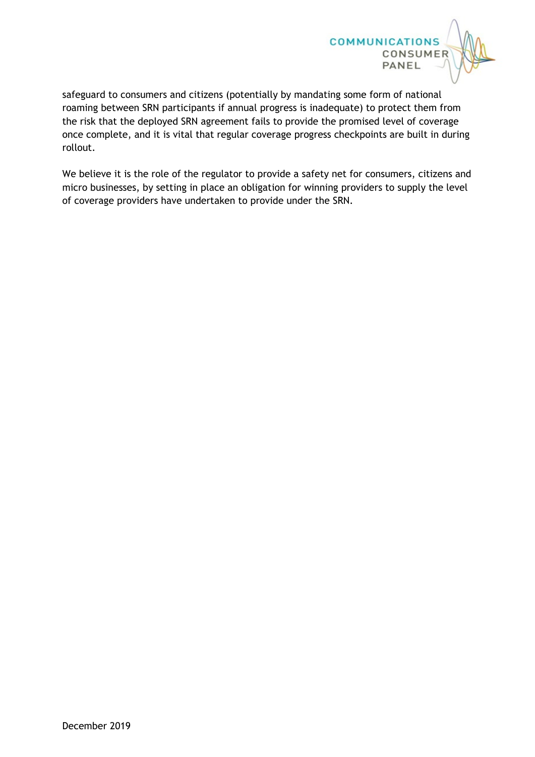safeguard to consumers and citizens (potentially by mandating some form of national roaming between SRN participants if annual progress is inadequate) to protect them from the risk that the deployed SRN agreement fails to provide the promised level of coverage once complete, and it is vital that regular coverage progress checkpoints are built in during rollout.

We believe it is the role of the regulator to provide a safety net for consumers, citizens and micro businesses, by setting in place an obligation for winning providers to supply the level of coverage providers have undertaken to provide under the SRN.

December 2019